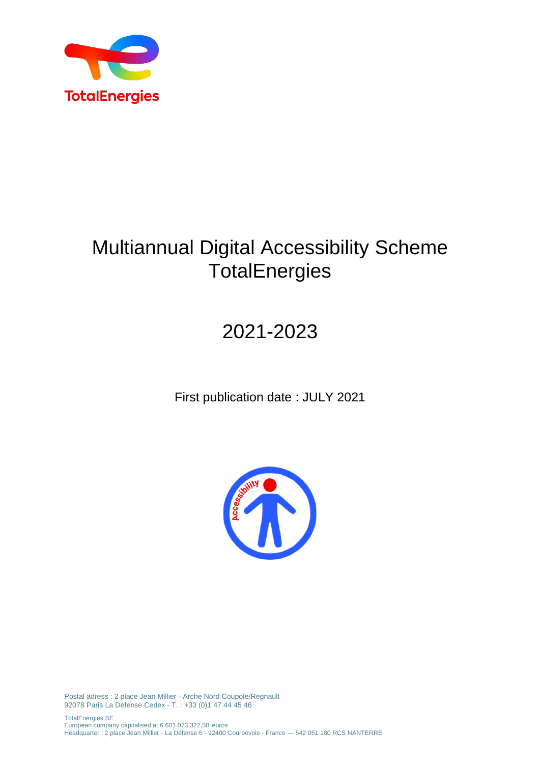TotalEnergies

# Multiannual Digital Accessibility Scheme TotalEnergies

# 2021-2023

First publication date : JULY 2021

Postal adress : 2 place Jean Millier - Arche Nord Coupole/Regnault
92078 Paris La Défense Cedex - T. : +33 (0)1 47 44 45 46

TotalEnergies SE
European company capitalised at 6 601 073 322,50 euros
Headquarter : 2 place Jean Millier - La Défense 6 - 92400 Courbevoie - France — 542 051 180 RCS NANTERRE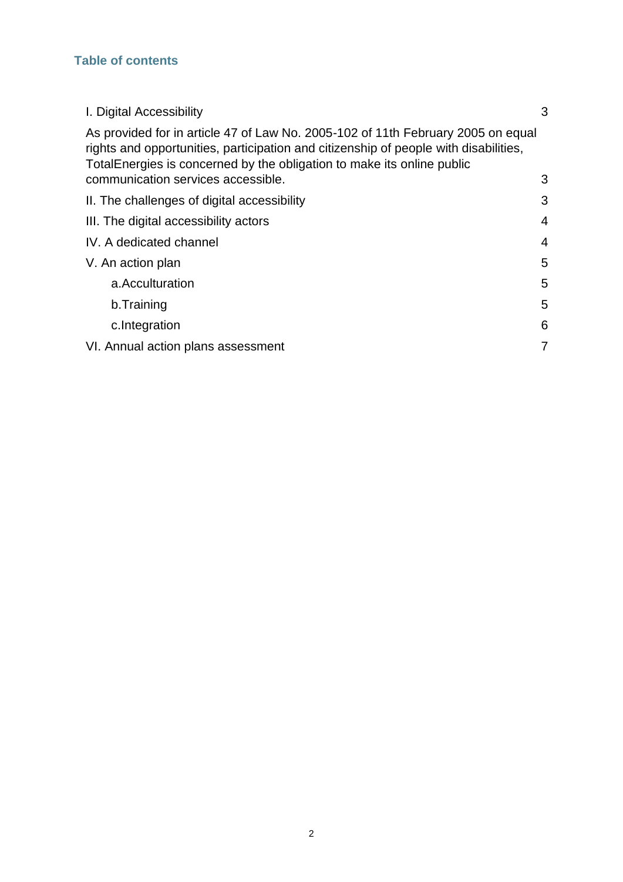## Table of contents

| | |
|---|---|
| I. Digital Accessibility | 3 |
| As provided for in article 47 of Law No. 2005-102 of 11th February 2005 on equal rights and opportunities, participation and citizenship of people with disabilities, TotalEnergies is concerned by the obligation to make its online public communication services accessible. | 3 |
| II. The challenges of digital accessibility | 3 |
| III. The digital accessibility actors | 4 |
| IV. A dedicated channel | 4 |
| V. An action plan | 5 |
| a.Acculturation | 5 |
| b.Training | 5 |
| c.Integration | 6 |
| VI. Annual action plans assessment | 7 |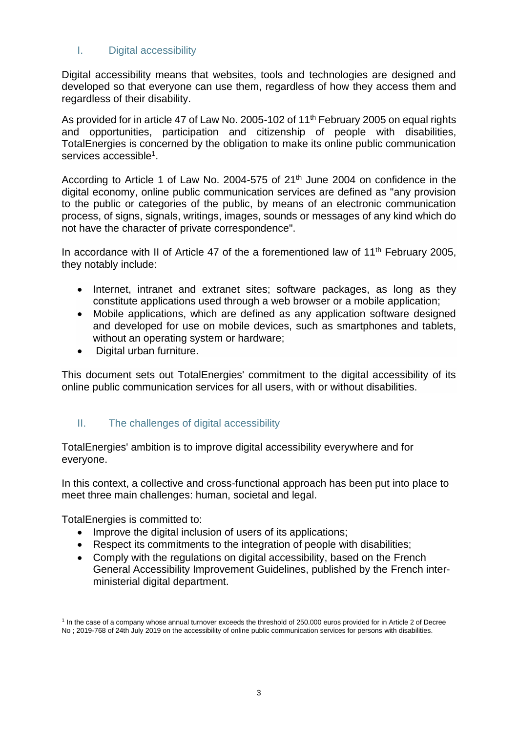## I. Digital accessibility

Digital accessibility means that websites, tools and technologies are designed and developed so that everyone can use them, regardless of how they access them and regardless of their disability.

As provided for in article 47 of Law No. 2005-102 of 11th February 2005 on equal rights and opportunities, participation and citizenship of people with disabilities, TotalEnergies is concerned by the obligation to make its online public communication services accessible[1].

According to Article 1 of Law No. 2004-575 of 21th June 2004 on confidence in the digital economy, online public communication services are defined as "any provision to the public or categories of the public, by means of an electronic communication process, of signs, signals, writings, images, sounds or messages of any kind which do not have the character of private correspondence".

In accordance with II of Article 47 of the a forementioned law of 11th February 2005, they notably include:

- Internet, intranet and extranet sites; software packages, as long as they constitute applications used through a web browser or a mobile application;
- Mobile applications, which are defined as any application software designed and developed for use on mobile devices, such as smartphones and tablets, without an operating system or hardware;
- Digital urban furniture.

This document sets out TotalEnergies' commitment to the digital accessibility of its online public communication services for all users, with or without disabilities.

## II. The challenges of digital accessibility

TotalEnergies' ambition is to improve digital accessibility everywhere and for everyone.

In this context, a collective and cross-functional approach has been put into place to meet three main challenges: human, societal and legal.

TotalEnergies is committed to:

- Improve the digital inclusion of users of its applications;
- Respect its commitments to the integration of people with disabilities;
- Comply with the regulations on digital accessibility, based on the French General Accessibility Improvement Guidelines, published by the French inter-ministerial digital department.

[1] In the case of a company whose annual turnover exceeds the threshold of 250.000 euros provided for in Article 2 of Decree No ; 2019-768 of 24th July 2019 on the accessibility of online public communication services for persons with disabilities.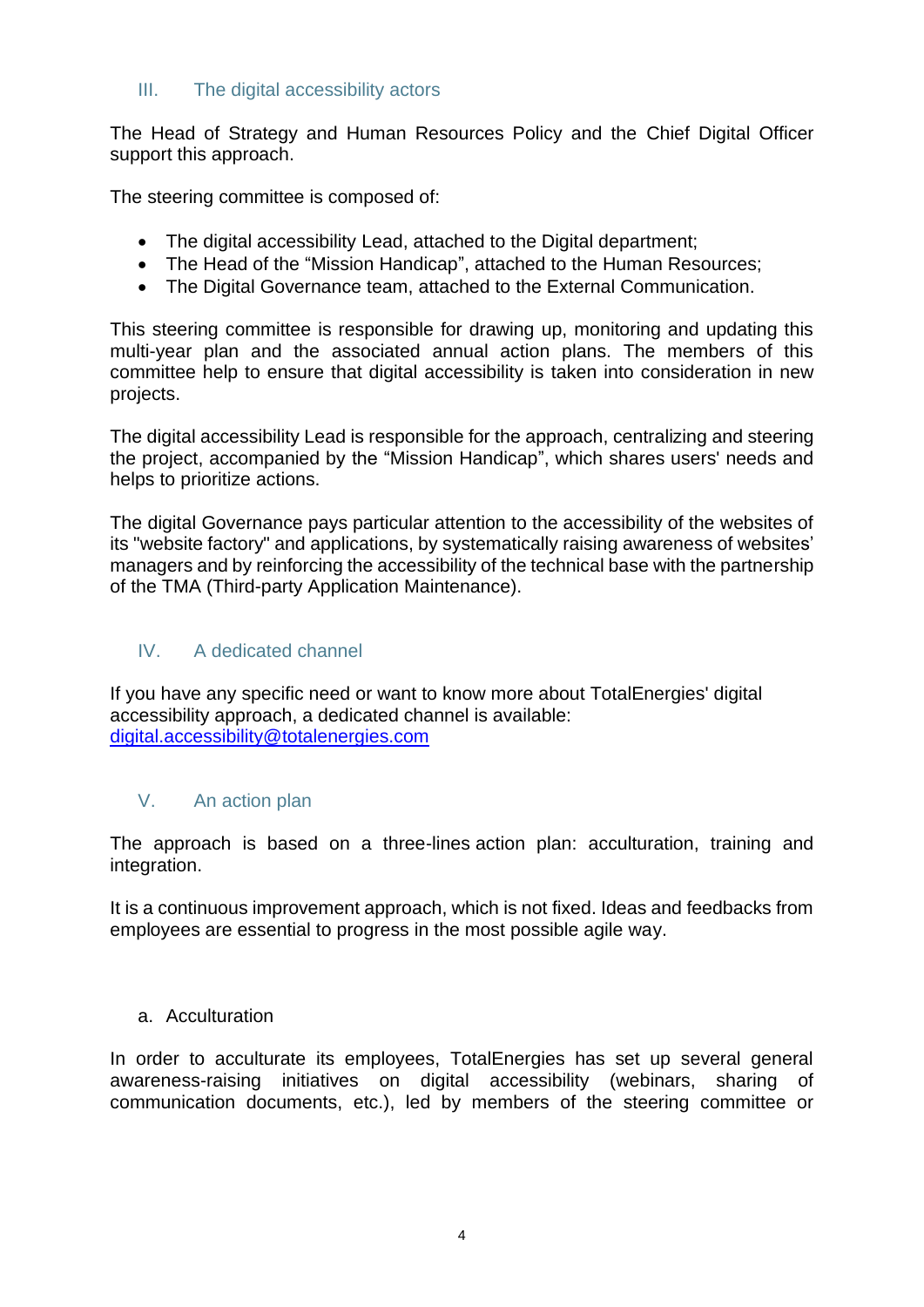## III. The digital accessibility actors

The Head of Strategy and Human Resources Policy and the Chief Digital Officer support this approach.

The steering committee is composed of:

- The digital accessibility Lead, attached to the Digital department;
- The Head of the "Mission Handicap", attached to the Human Resources;
- The Digital Governance team, attached to the External Communication.

This steering committee is responsible for drawing up, monitoring and updating this multi-year plan and the associated annual action plans. The members of this committee help to ensure that digital accessibility is taken into consideration in new projects.

The digital accessibility Lead is responsible for the approach, centralizing and steering the project, accompanied by the "Mission Handicap", which shares users' needs and helps to prioritize actions.

The digital Governance pays particular attention to the accessibility of the websites of its "website factory" and applications, by systematically raising awareness of websites' managers and by reinforcing the accessibility of the technical base with the partnership of the TMA (Third-party Application Maintenance).

## IV. A dedicated channel

If you have any specific need or want to know more about TotalEnergies' digital accessibility approach, a dedicated channel is available: [digital.accessibility@totalenergies.com](mailto:digital.accessibility@totalenergies.com)

## V. An action plan

The approach is based on a three-lines action plan: acculturation, training and integration.

It is a continuous improvement approach, which is not fixed. Ideas and feedbacks from employees are essential to progress in the most possible agile way.

### a. Acculturation

In order to acculturate its employees, TotalEnergies has set up several general awareness-raising initiatives on digital accessibility (webinars, sharing of communication documents, etc.), led by members of the steering committee or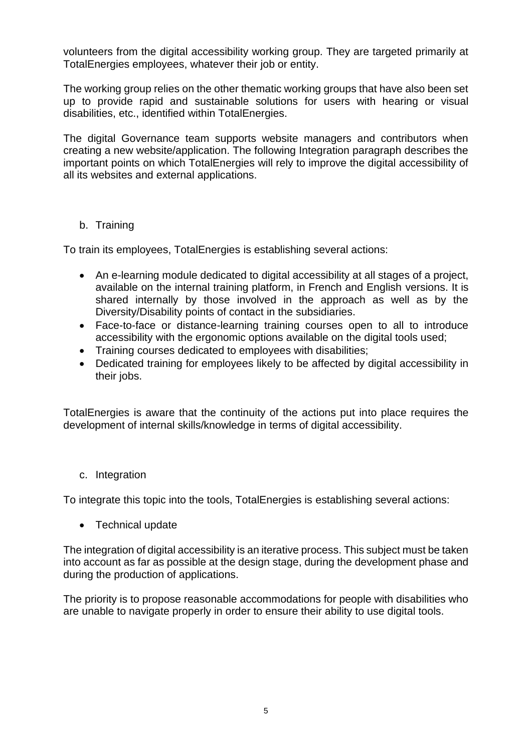volunteers from the digital accessibility working group. They are targeted primarily at TotalEnergies employees, whatever their job or entity.

The working group relies on the other thematic working groups that have also been set up to provide rapid and sustainable solutions for users with hearing or visual disabilities, etc., identified within TotalEnergies.

The digital Governance team supports website managers and contributors when creating a new website/application. The following Integration paragraph describes the important points on which TotalEnergies will rely to improve the digital accessibility of all its websites and external applications.

### b. Training

To train its employees, TotalEnergies is establishing several actions:

- An e-learning module dedicated to digital accessibility at all stages of a project, available on the internal training platform, in French and English versions. It is shared internally by those involved in the approach as well as by the Diversity/Disability points of contact in the subsidiaries.
- Face-to-face or distance-learning training courses open to all to introduce accessibility with the ergonomic options available on the digital tools used;
- Training courses dedicated to employees with disabilities;
- Dedicated training for employees likely to be affected by digital accessibility in their jobs.

TotalEnergies is aware that the continuity of the actions put into place requires the development of internal skills/knowledge in terms of digital accessibility.

### c. Integration

To integrate this topic into the tools, TotalEnergies is establishing several actions:

- Technical update

The integration of digital accessibility is an iterative process. This subject must be taken into account as far as possible at the design stage, during the development phase and during the production of applications.

The priority is to propose reasonable accommodations for people with disabilities who are unable to navigate properly in order to ensure their ability to use digital tools.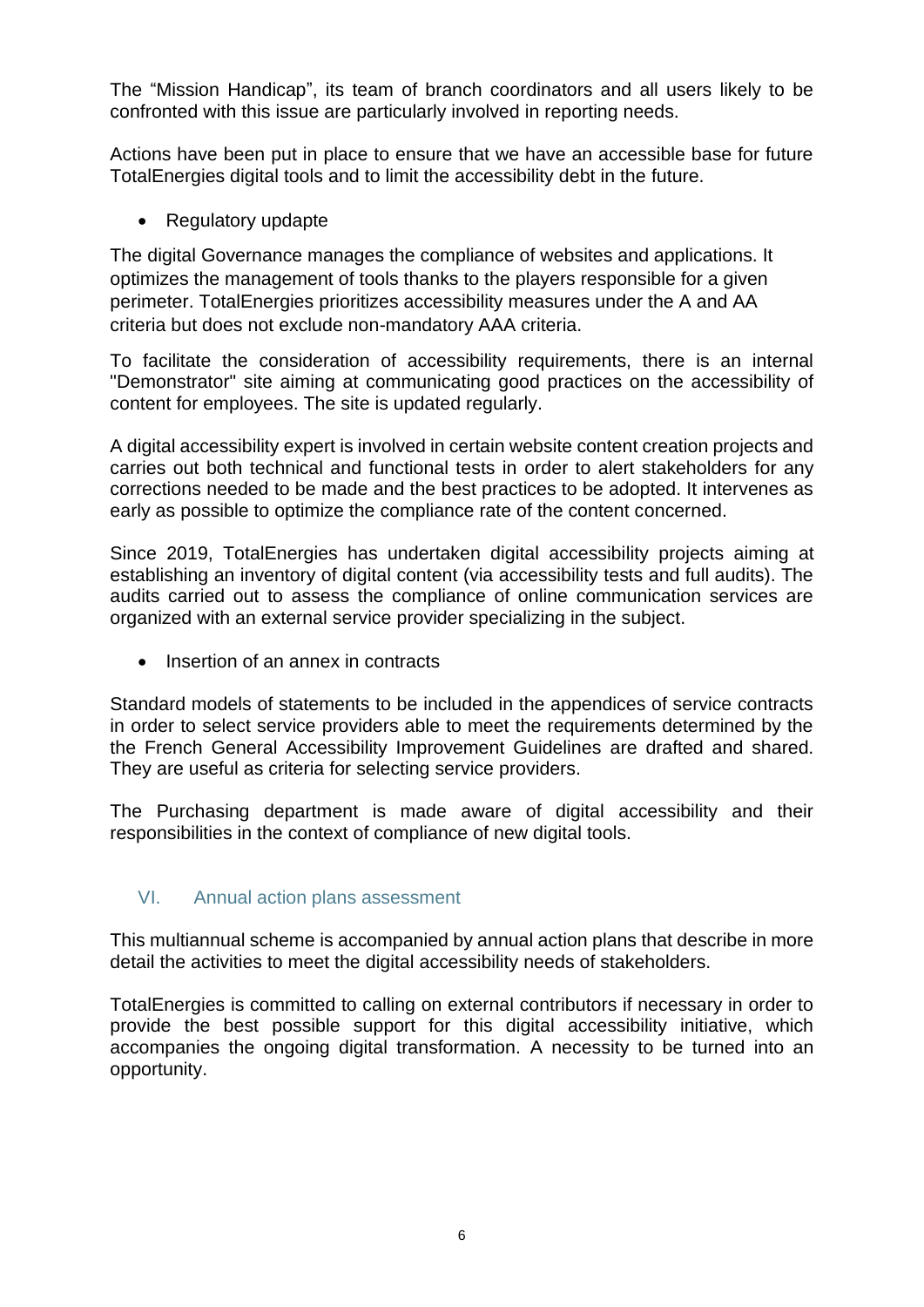The “Mission Handicap”, its team of branch coordinators and all users likely to be confronted with this issue are particularly involved in reporting needs.

Actions have been put in place to ensure that we have an accessible base for future TotalEnergies digital tools and to limit the accessibility debt in the future.

- Regulatory updapte

The digital Governance manages the compliance of websites and applications. It optimizes the management of tools thanks to the players responsible for a given perimeter. TotalEnergies prioritizes accessibility measures under the A and AA criteria but does not exclude non-mandatory AAA criteria.

To facilitate the consideration of accessibility requirements, there is an internal "Demonstrator" site aiming at communicating good practices on the accessibility of content for employees. The site is updated regularly.

A digital accessibility expert is involved in certain website content creation projects and carries out both technical and functional tests in order to alert stakeholders for any corrections needed to be made and the best practices to be adopted. It intervenes as early as possible to optimize the compliance rate of the content concerned.

Since 2019, TotalEnergies has undertaken digital accessibility projects aiming at establishing an inventory of digital content (via accessibility tests and full audits). The audits carried out to assess the compliance of online communication services are organized with an external service provider specializing in the subject.

- Insertion of an annex in contracts

Standard models of statements to be included in the appendices of service contracts in order to select service providers able to meet the requirements determined by the the French General Accessibility Improvement Guidelines are drafted and shared. They are useful as criteria for selecting service providers.

The Purchasing department is made aware of digital accessibility and their responsibilities in the context of compliance of new digital tools.

## VI. Annual action plans assessment

This multiannual scheme is accompanied by annual action plans that describe in more detail the activities to meet the digital accessibility needs of stakeholders.

TotalEnergies is committed to calling on external contributors if necessary in order to provide the best possible support for this digital accessibility initiative, which accompanies the ongoing digital transformation. A necessity to be turned into an opportunity.